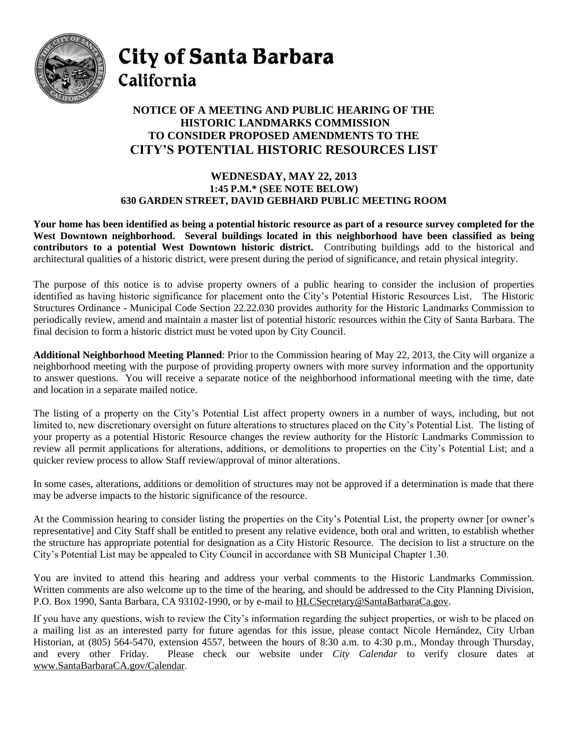# City of Santa Barbara
## California

### NOTICE OF A MEETING AND PUBLIC HEARING OF THE HISTORIC LANDMARKS COMMISSION TO CONSIDER PROPOSED AMENDMENTS TO THE
## CITY'S POTENTIAL HISTORIC RESOURCES LIST

**WEDNESDAY, MAY 22, 2013**
**1:45 P.M.* (SEE NOTE BELOW)**
**630 GARDEN STREET, DAVID GEBHARD PUBLIC MEETING ROOM**

**Your home has been identified as being a potential historic resource as part of a resource survey completed for the West Downtown neighborhood. Several buildings located in this neighborhood have been classified as being contributors to a potential West Downtown historic district.** Contributing buildings add to the historical and architectural qualities of a historic district, were present during the period of significance, and retain physical integrity.

The purpose of this notice is to advise property owners of a public hearing to consider the inclusion of properties identified as having historic significance for placement onto the City's Potential Historic Resources List. The Historic Structures Ordinance - Municipal Code Section 22.22.030 provides authority for the Historic Landmarks Commission to periodically review, amend and maintain a master list of potential historic resources within the City of Santa Barbara. The final decision to form a historic district must be voted upon by City Council.

**Additional Neighborhood Meeting Planned**: Prior to the Commission hearing of May 22, 2013, the City will organize a neighborhood meeting with the purpose of providing property owners with more survey information and the opportunity to answer questions. You will receive a separate notice of the neighborhood informational meeting with the time, date and location in a separate mailed notice.

The listing of a property on the City's Potential List affect property owners in a number of ways, including, but not limited to, new discretionary oversight on future alterations to structures placed on the City's Potential List. The listing of your property as a potential Historic Resource changes the review authority for the Historic Landmarks Commission to review all permit applications for alterations, additions, or demolitions to properties on the City's Potential List; and a quicker review process to allow Staff review/approval of minor alterations.

In some cases, alterations, additions or demolition of structures may not be approved if a determination is made that there may be adverse impacts to the historic significance of the resource.

At the Commission hearing to consider listing the properties on the City's Potential List, the property owner [or owner's representative] and City Staff shall be entitled to present any relative evidence, both oral and written, to establish whether the structure has appropriate potential for designation as a City Historic Resource. The decision to list a structure on the City's Potential List may be appealed to City Council in accordance with SB Municipal Chapter 1.30.

You are invited to attend this hearing and address your verbal comments to the Historic Landmarks Commission. Written comments are also welcome up to the time of the hearing, and should be addressed to the City Planning Division, P.O. Box 1990, Santa Barbara, CA 93102-1990, or by e-mail to HLCSecretary@SantaBarbaraCa.gov.

If you have any questions, wish to review the City's information regarding the subject properties, or wish to be placed on a mailing list as an interested party for future agendas for this issue, please contact Nicole Hernández, City Urban Historian, at (805) 564-5470, extension 4557, between the hours of 8:30 a.m. to 4:30 p.m., Monday through Thursday, and every other Friday. Please check our website under *City Calendar* to verify closure dates at www.SantaBarbaraCA.gov/Calendar.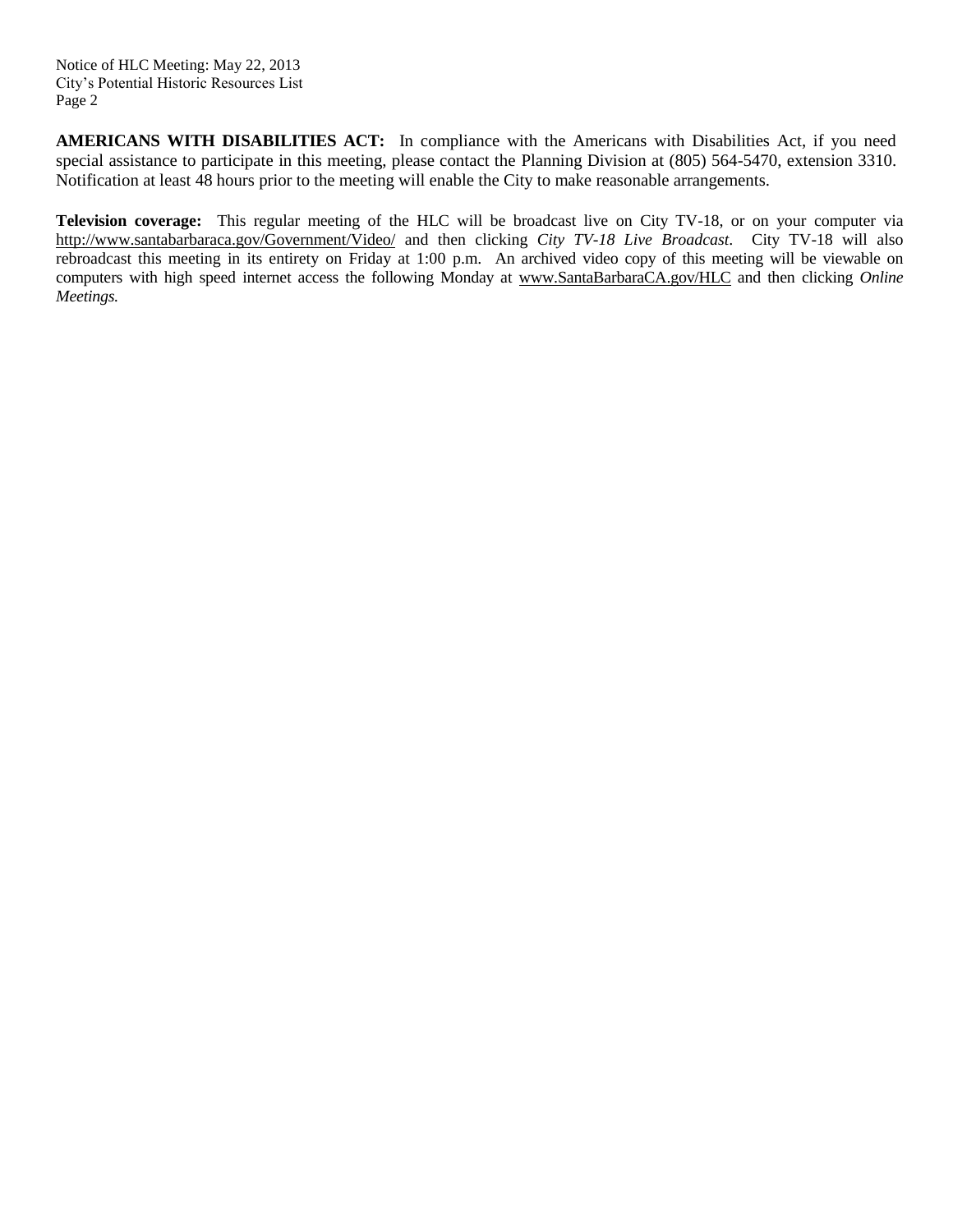**AMERICANS WITH DISABILITIES ACT:** In compliance with the Americans with Disabilities Act, if you need special assistance to participate in this meeting, please contact the Planning Division at (805) 564-5470, extension 3310. Notification at least 48 hours prior to the meeting will enable the City to make reasonable arrangements.

**Television coverage:** This regular meeting of the HLC will be broadcast live on City TV-18, or on your computer via http://www.santabarbaraca.gov/Government/Video/ and then clicking *City TV-18 Live Broadcast*. City TV-18 will also rebroadcast this meeting in its entirety on Friday at 1:00 p.m. An archived video copy of this meeting will be viewable on computers with high speed internet access the following Monday at www.SantaBarbaraCA.gov/HLC and then clicking *Online Meetings.*